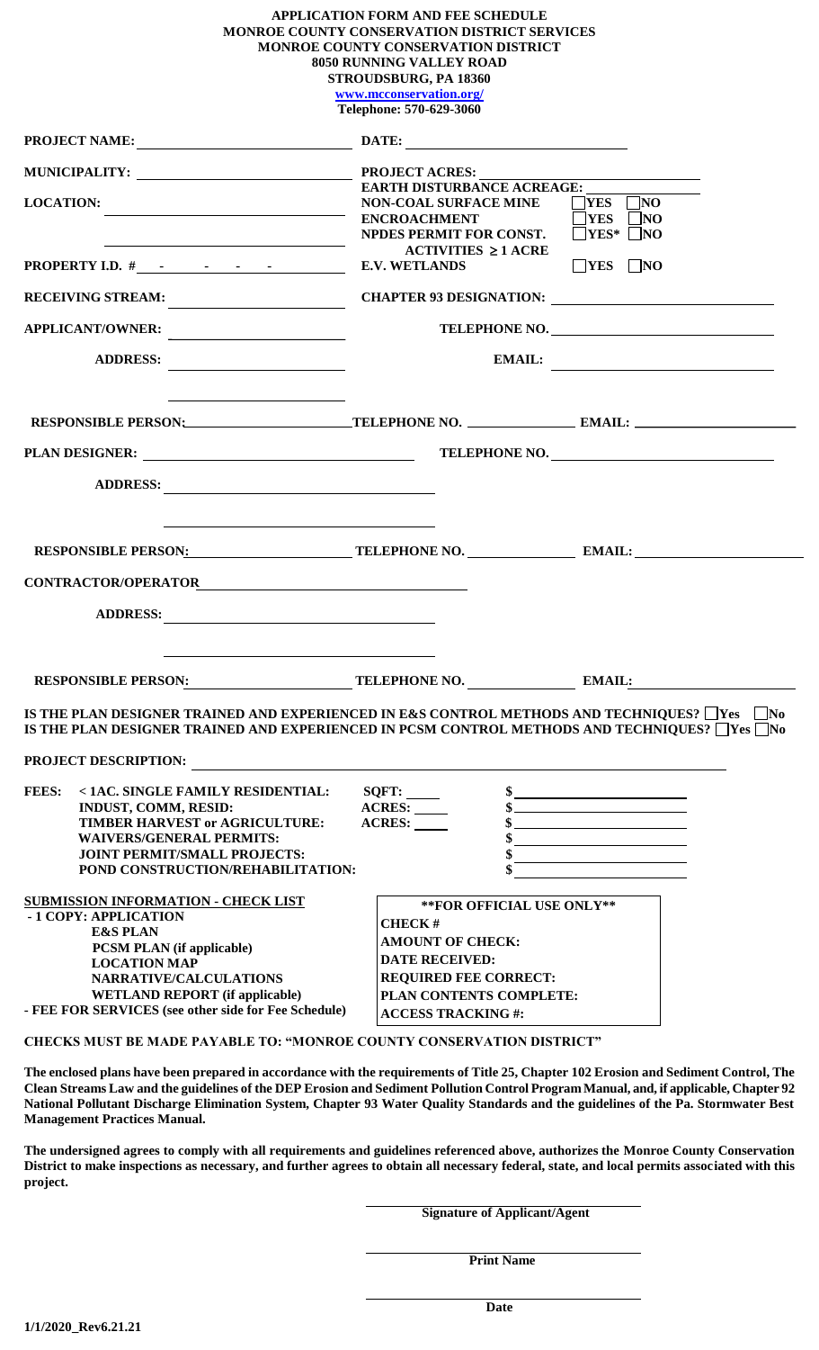**APPLICATION FORM AND FEE SCHEDULE**
**MONROE COUNTY CONSERVATION DISTRICT SERVICES**
**MONROE COUNTY CONSERVATION DISTRICT**
**8050 RUNNING VALLEY ROAD**
**STROUDSBURG, PA 18360**
**www.mcconservation.org/**
**Telephone: 570-629-3060**

**PROJECT NAME:** ______________________ **DATE:** ______________________

**MUNICIPALITY:** ______________________ **PROJECT ACRES:** ______________________

**EARTH DISTURBANCE ACREAGE:** ______________________

**LOCATION:** ______________________

**NON-COAL SURFACE MINE** ☐ **YES** ☐ **NO**

**ENCROACHMENT** ☐ **YES** ☐ **NO**

**NPDES PERMIT FOR CONST. ACTIVITIES ≥ 1 ACRE** ☐ **YES*** ☐ **NO**

**PROPERTY I.D. #** \_\_ - \_\_ - \_\_ - \_\_

**E.V. WETLANDS** ☐ **YES** ☐ **NO**

**RECEIVING STREAM:** ______________________ **CHAPTER 93 DESIGNATION:** ______________________

**APPLICANT/OWNER:** ______________________ **TELEPHONE NO.** ______________________

**ADDRESS:** ______________________ **EMAIL:** ______________________

**RESPONSIBLE PERSON:** ______________ **TELEPHONE NO.** ______________ **EMAIL:** ______________

**PLAN DESIGNER:** ______________________ **TELEPHONE NO.** ______________________

**ADDRESS:** ______________________

**RESPONSIBLE PERSON:** ______________ **TELEPHONE NO.** ______________ **EMAIL:** ______________

**CONTRACTOR/OPERATOR** ______________________

**ADDRESS:** ______________________

**RESPONSIBLE PERSON:** ______________ **TELEPHONE NO.** ______________ **EMAIL:** ______________

**IS THE PLAN DESIGNER TRAINED AND EXPERIENCED IN E&S CONTROL METHODS AND TECHNIQUES?** ☐ **Yes** ☐ **No**
**IS THE PLAN DESIGNER TRAINED AND EXPERIENCED IN PCSM CONTROL METHODS AND TECHNIQUES?** ☐ **Yes** ☐ **No**

**PROJECT DESCRIPTION:** ______________________

| **FEES:** | | |
|---|---|---|
| **< 1AC. SINGLE FAMILY RESIDENTIAL:** | **SQFT:** ____ | **$** ____________ |
| **INDUST, COMM, RESID:** | **ACRES:** ____ | **$** ____________ |
| **TIMBER HARVEST or AGRICULTURE:** | **ACRES:** ____ | **$** ____________ |
| **WAIVERS/GENERAL PERMITS:** | | **$** ____________ |
| **JOINT PERMIT/SMALL PROJECTS:** | | **$** ____________ |
| **POND CONSTRUCTION/REHABILITATION:** | | **$** ____________ |

**SUBMISSION INFORMATION - CHECK LIST**

- **1 COPY: APPLICATION**
  - **E&S PLAN**
  - **PCSM PLAN (if applicable)**
  - **LOCATION MAP**
  - **NARRATIVE/CALCULATIONS**
  - **WETLAND REPORT (if applicable)**
- **FEE FOR SERVICES (see other side for Fee Schedule)**

| **\*\*FOR OFFICIAL USE ONLY\*\*** |
|---|
| **CHECK #** |
| **AMOUNT OF CHECK:** |
| **DATE RECEIVED:** |
| **REQUIRED FEE CORRECT:** |
| **PLAN CONTENTS COMPLETE:** |
| **ACCESS TRACKING #:** |

**CHECKS MUST BE MADE PAYABLE TO: "MONROE COUNTY CONSERVATION DISTRICT"**

**The enclosed plans have been prepared in accordance with the requirements of Title 25, Chapter 102 Erosion and Sediment Control, The Clean Streams Law and the guidelines of the DEP Erosion and Sediment Pollution Control Program Manual, and, if applicable, Chapter 92 National Pollutant Discharge Elimination System, Chapter 93 Water Quality Standards and the guidelines of the Pa. Stormwater Best Management Practices Manual.**

**The undersigned agrees to comply with all requirements and guidelines referenced above, authorizes the Monroe County Conservation District to make inspections as necessary, and further agrees to obtain all necessary federal, state, and local permits associated with this project.**

______________________
**Signature of Applicant/Agent**

______________________
**Print Name**

______________________
**Date**

**1/1/2020_Rev6.21.21**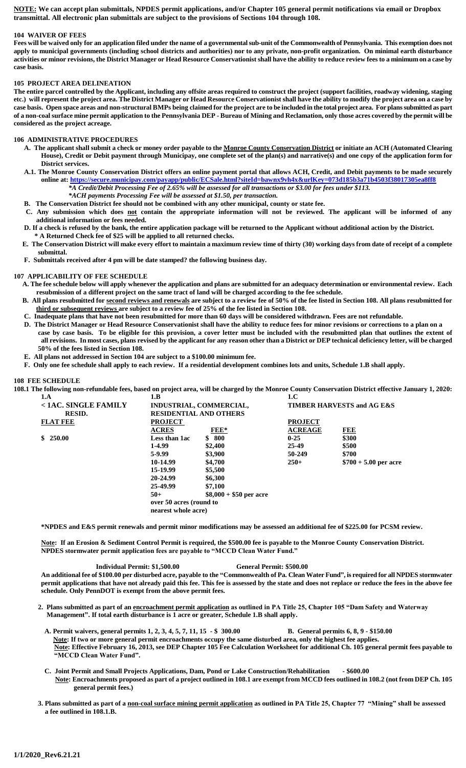**NOTE: We can accept plan submittals, NPDES permit applications, and/or Chapter 105 general permit notifications via email or Dropbox transmittal. All electronic plan submittals are subject to the provisions of Sections 104 through 108.**

## 104 WAIVER OF FEES

**Fees will be waived only for an application filed under the name of a governmental sub-unit of the Commonwealth of Pennsylvania. This exemption does not apply to municipal governments (including school districts and authorities) nor to any private, non-profit organization. On minimal earth disturbance activities or minor revisions, the District Manager or Head Resource Conservationist shall have the ability to reduce review fees to a minimum on a case by case basis.**

## 105 PROJECT AREA DELINEATION

**The entire parcel controlled by the Applicant, including any offsite areas required to construct the project (support facilities, roadway widening, staging etc.) will represent the project area. The District Manager or Head Resource Conservationist shall have the ability to modify the project area on a case by case basis. Open space areas and non-structural BMPs being claimed for the project are to be included in the total project area. For plans submitted as part of a non-coal surface mine permit application to the Pennsylvania DEP - Bureau of Mining and Reclamation, only those acres covered by the permit will be considered as the project acreage.**

## 106 ADMINISTRATIVE PROCEDURES

- **A. The applicant shall submit a check or money order payable to the Monroe County Conservation District or initiate an ACH (Automated Clearing House), Credit or Debit payment through Municipay, one complete set of the plan(s) and narrative(s) and one copy of the application form for District services.**
- **A.1. The Monroe County Conservation District offers an online payment portal that allows ACH, Credit, and Debit payments to be made securely online at: https://secure.municipay.com/payapp/public/ECSale.html?siteId=bawnx9vh4x&urlKey=073d185b3a71b4503f38017305ea8ff8**
  - ***A Credit/Debit Processing Fee of 2.65% will be assessed for all transactions or $3.00 for fees under $113.***
  - ***ACH payments Processing Fee will be assessed at $1.50, per transaction.***
- **B. The Conservation District fee should not be combined with any other municipal, county or state fee.**
- **C. Any submission which does not contain the appropriate information will not be reviewed. The applicant will be informed of any additional information or fees needed.**
- **D. If a check is refused by the bank, the entire application package will be returned to the Applicant without additional action by the District.**
  - *** A Returned Check fee of $25 will be applied to all returned checks.**
- **E. The Conservation District will make every effort to maintain a maximum review time of thirty (30) working days from date of receipt of a complete submittal.**
- **F. Submittals received after 4 pm will be date stamped? the following business day.**

## 107 APPLICABILITY OF FEE SCHEDULE

- **A. The fee schedule below will apply whenever the application and plans are submitted for an adequacy determination or environmental review. Each resubmission of a different project on the same tract of land will be charged according to the fee schedule.**
- **B. All plans resubmitted for second reviews and renewals are subject to a review fee of 50% of the fee listed in Section 108. All plans resubmitted for third or subsequent reviews are subject to a review fee of 25% of the fee listed in Section 108.**
- **C. Inadequate plans that have not been resubmitted for more than 60 days will be considered withdrawn. Fees are not refundable.**
- **D. The District Manager or Head Resource Conservationist shall have the ability to reduce fees for minor revisions or corrections to a plan on a case by case basis. To be eligible for this provision, a cover letter must be included with the resubmitted plan that outlines the extent of all revisions. In most cases, plans revised by the applicant for any reason other than a District or DEP technical deficiency letter, will be charged 50% of the fees listed in Section 108.**
- **E. All plans not addressed in Section 104 are subject to a $100.00 minimum fee.**
- **F. Only one fee schedule shall apply to each review. If a residential development combines lots and units, Schedule 1.B shall apply.**

## 108 FEE SCHEDULE

**108.1 The following non-refundable fees, based on project area, will be charged by the Monroe County Conservation District effective January 1, 2020:**

| 1.A | 1.B | | 1.C | |
|---|---|---|---|---|
| < 1AC. SINGLE FAMILY RESID. | INDUSTRIAL, COMMERCIAL, RESIDENTIAL AND OTHERS | | TIMBER HARVESTS and AG E&S | |
| FLAT FEE | PROJECT ACRES | FEE* | PROJECT ACREAGE | FEE |
| $ 250.00 | Less than 1ac | $ 800 | 0-25 | $300 |
| | 1-4.99 | $2,400 | 25-49 | $500 |
| | 5-9.99 | $3,900 | 50-249 | $700 |
| | 10-14.99 | $4,700 | 250+ | $700 + 5.00 per acre |
| | 15-19.99 | $5,500 | | |
| | 20-24.99 | $6,300 | | |
| | 25-49.99 | $7,100 | | |
| | 50+ | $8,000 + $50 per acre | | |
| | over 50 acres (round to nearest whole acre) | | | |

***NPDES and E&S permit renewals and permit minor modifications may be assessed an additional fee of $225.00 for PCSM review.**

**Note: If an Erosion & Sediment Control Permit is required, the $500.00 fee is payable to the Monroe County Conservation District. NPDES stormwater permit application fees are payable to "MCCD Clean Water Fund."**

**Individual Permit: $1,500.00 General Permit: $500.00**

**An additional fee of $100.00 per disturbed acre, payable to the "Commonwealth of Pa. Clean Water Fund", is required for all NPDES stormwater permit applications that have not already paid this fee. This fee is assessed by the state and does not replace or reduce the fees in the above fee schedule. Only PennDOT is exempt from the above permit fees.**

**2. Plans submitted as part of an encroachment permit application as outlined in PA Title 25, Chapter 105 "Dam Safety and Waterway Management". If total earth disturbance is 1 acre or greater, Schedule 1.B shall apply.**

- **A. Permit waivers, general permits 1, 2, 3, 4, 5, 7, 11, 15 - $ 300.00**
- **B. General permits 6, 8, 9 - $150.00**

**Note: If two or more general permit encroachments occupy the same disturbed area, only the highest fee applies.**
**Note: Effective February 16, 2013, see DEP Chapter 105 Fee Calculation Worksheet for additional Ch. 105 general permit fees payable to "MCCD Clean Water Fund".**

- **C. Joint Permit and Small Projects Applications, Dam, Pond or Lake Construction/Rehabilitation - $600.00**

**Note: Encroachments proposed as part of a project outlined in 108.1 are exempt from MCCD fees outlined in 108.2 (not from DEP Ch. 105 general permit fees.)**

**3. Plans submitted as part of a non-coal surface mining permit application as outlined in PA Title 25, Chapter 77 "Mining" shall be assessed a fee outlined in 108.1.B.**

**1/1/2020_Rev6.21.21**